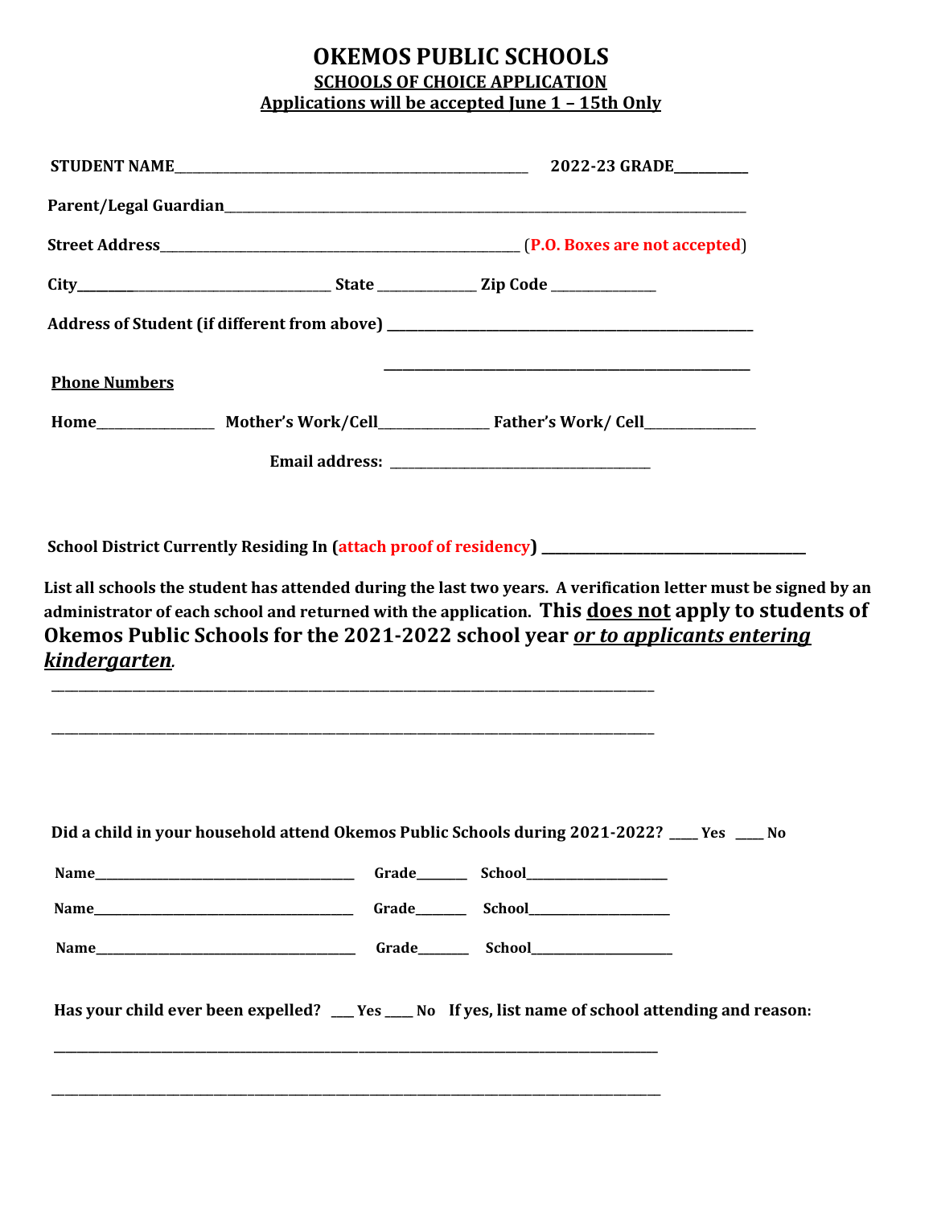# OKEMOS PUBLIC SCHOOLS

## SCHOOLS OF CHOICE APPLICATION

**Applications will be accepted June 1 – 15th Only**

**STUDENT NAME**\_\_\_\_\_\_\_\_\_\_\_\_\_\_\_\_\_\_\_\_\_\_\_\_\_\_\_\_\_\_\_\_\_\_\_\_\_\_\_\_\_\_\_\_\_\_\_\_\_\_\_\_ **2022-23 GRADE**\_\_\_\_\_\_\_\_\_\_

**Parent/Legal Guardian**\_\_\_\_\_\_\_\_\_\_\_\_\_\_\_\_\_\_\_\_\_\_\_\_\_\_\_\_\_\_\_\_\_\_\_\_\_\_\_\_\_\_\_\_\_\_\_\_\_\_\_\_\_\_\_\_\_\_\_\_\_\_\_\_\_\_\_\_\_\_\_\_\_\_\_\_\_

**Street Address**\_\_\_\_\_\_\_\_\_\_\_\_\_\_\_\_\_\_\_\_\_\_\_\_\_\_\_\_\_\_\_\_\_\_\_\_\_\_\_\_\_\_\_\_\_\_\_\_\_\_\_\_ (**P.O. Boxes are not accepted**)

**City**\_\_\_\_\_\_\_\_\_\_\_\_\_\_\_\_\_\_\_\_\_\_\_\_\_\_\_\_\_\_\_\_\_\_\_\_ **State** \_\_\_\_\_\_\_\_\_\_\_\_\_\_ **Zip Code** \_\_\_\_\_\_\_\_\_\_\_\_\_\_\_

**Address of Student (if different from above)** \_\_\_\_\_\_\_\_\_\_\_\_\_\_\_\_\_\_\_\_\_\_\_\_\_\_\_\_\_\_\_\_\_\_\_\_\_\_\_\_\_\_\_\_\_\_\_\_\_\_\_\_

\_\_\_\_\_\_\_\_\_\_\_\_\_\_\_\_\_\_\_\_\_\_\_\_\_\_\_\_\_\_\_\_\_\_\_\_\_\_\_\_\_\_\_\_\_\_\_\_\_\_\_\_

**Phone Numbers**

**Home**\_\_\_\_\_\_\_\_\_\_\_\_\_\_\_\_ **Mother's Work/Cell**\_\_\_\_\_\_\_\_\_\_\_\_\_\_\_ **Father's Work/ Cell**\_\_\_\_\_\_\_\_\_\_\_\_\_\_\_

**Email address:** \_\_\_\_\_\_\_\_\_\_\_\_\_\_\_\_\_\_\_\_\_\_\_\_\_\_\_\_\_\_\_\_\_\_\_\_\_\_

**School District Currently Residing In (attach proof of residency)** \_\_\_\_\_\_\_\_\_\_\_\_\_\_\_\_\_\_\_\_\_\_\_\_\_\_\_\_\_\_\_\_\_\_\_\_\_\_

**List all schools the student has attended during the last two years. A verification letter must be signed by an administrator of each school and returned with the application. This does not apply to students of Okemos Public Schools for the 2021-2022 school year *or to applicants entering kindergarten*.**

\_\_\_\_\_\_\_\_\_\_\_\_\_\_\_\_\_\_\_\_\_\_\_\_\_\_\_\_\_\_\_\_\_\_\_\_\_\_\_\_\_\_\_\_\_\_\_\_\_\_\_\_\_\_\_\_\_\_\_\_\_\_\_\_\_\_\_\_\_\_\_\_\_\_\_\_\_\_\_\_\_\_\_\_\_\_

\_\_\_\_\_\_\_\_\_\_\_\_\_\_\_\_\_\_\_\_\_\_\_\_\_\_\_\_\_\_\_\_\_\_\_\_\_\_\_\_\_\_\_\_\_\_\_\_\_\_\_\_\_\_\_\_\_\_\_\_\_\_\_\_\_\_\_\_\_\_\_\_\_\_\_\_\_\_\_\_\_\_\_\_\_\_

**Did a child in your household attend Okemos Public Schools during 2021-2022?** \_\_\_\_ **Yes** \_\_\_\_ **No**

**Name**\_\_\_\_\_\_\_\_\_\_\_\_\_\_\_\_\_\_\_\_\_\_\_\_\_\_\_\_\_\_\_\_\_\_\_\_\_\_\_\_ **Grade**\_\_\_\_\_\_\_ **School**\_\_\_\_\_\_\_\_\_\_\_\_\_\_\_\_\_\_\_\_\_\_

**Name**\_\_\_\_\_\_\_\_\_\_\_\_\_\_\_\_\_\_\_\_\_\_\_\_\_\_\_\_\_\_\_\_\_\_\_\_\_\_\_\_ **Grade**\_\_\_\_\_\_\_ **School**\_\_\_\_\_\_\_\_\_\_\_\_\_\_\_\_\_\_\_\_\_\_

**Name**\_\_\_\_\_\_\_\_\_\_\_\_\_\_\_\_\_\_\_\_\_\_\_\_\_\_\_\_\_\_\_\_\_\_\_\_\_\_\_\_ **Grade**\_\_\_\_\_\_\_ **School**\_\_\_\_\_\_\_\_\_\_\_\_\_\_\_\_\_\_\_\_\_\_

**Has your child ever been expelled?** \_\_\_ **Yes** \_\_\_\_ **No** **If yes, list name of school attending and reason:**

\_\_\_\_\_\_\_\_\_\_\_\_\_\_\_\_\_\_\_\_\_\_\_\_\_\_\_\_\_\_\_\_\_\_\_\_\_\_\_\_\_\_\_\_\_\_\_\_\_\_\_\_\_\_\_\_\_\_\_\_\_\_\_\_\_\_\_\_\_\_\_\_\_\_\_\_\_\_\_\_\_\_\_\_\_\_

\_\_\_\_\_\_\_\_\_\_\_\_\_\_\_\_\_\_\_\_\_\_\_\_\_\_\_\_\_\_\_\_\_\_\_\_\_\_\_\_\_\_\_\_\_\_\_\_\_\_\_\_\_\_\_\_\_\_\_\_\_\_\_\_\_\_\_\_\_\_\_\_\_\_\_\_\_\_\_\_\_\_\_\_\_\_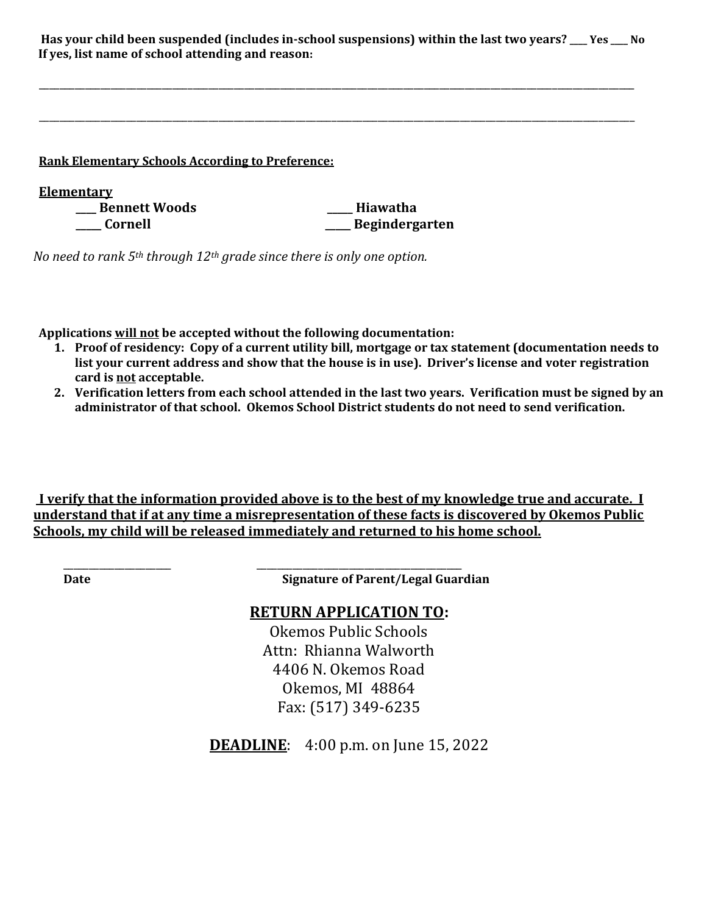**Has your child been suspended (includes in-school suspensions) within the last two years? ___ Yes ___ No**
**If yes, list name of school attending and reason:**

_______________________________________________________________________________________________

_______________________________________________________________________________________________

**<u>Rank Elementary Schools According to Preference:</u>**

**<u>Elementary</u>**

**___ Bennett Woods** **____ Hiawatha**
**____ Cornell** **____ Begindergarten**

*No need to rank 5th through 12th grade since there is only one option.*

**Applications <u>will not</u> be accepted without the following documentation:**

1. **Proof of residency: Copy of a current utility bill, mortgage or tax statement (documentation needs to list your current address and show that the house is in use). Driver's license and voter registration card is <u>not</u> acceptable.**
2. **Verification letters from each school attended in the last two years. Verification must be signed by an administrator of that school. Okemos School District students do not need to send verification.**

**<u>I verify that the information provided above is to the best of my knowledge true and accurate. I understand that if at any time a misrepresentation of these facts is discovered by Okemos Public Schools, my child will be released immediately and returned to his home school.</u>**

_________________ ________________________________
**Date** **Signature of Parent/Legal Guardian**

## <u>RETURN APPLICATION TO</u>:

Okemos Public Schools
Attn: Rhianna Walworth
4406 N. Okemos Road
Okemos, MI 48864
Fax: (517) 349-6235

**<u>DEADLINE</u>**: 4:00 p.m. on June 15, 2022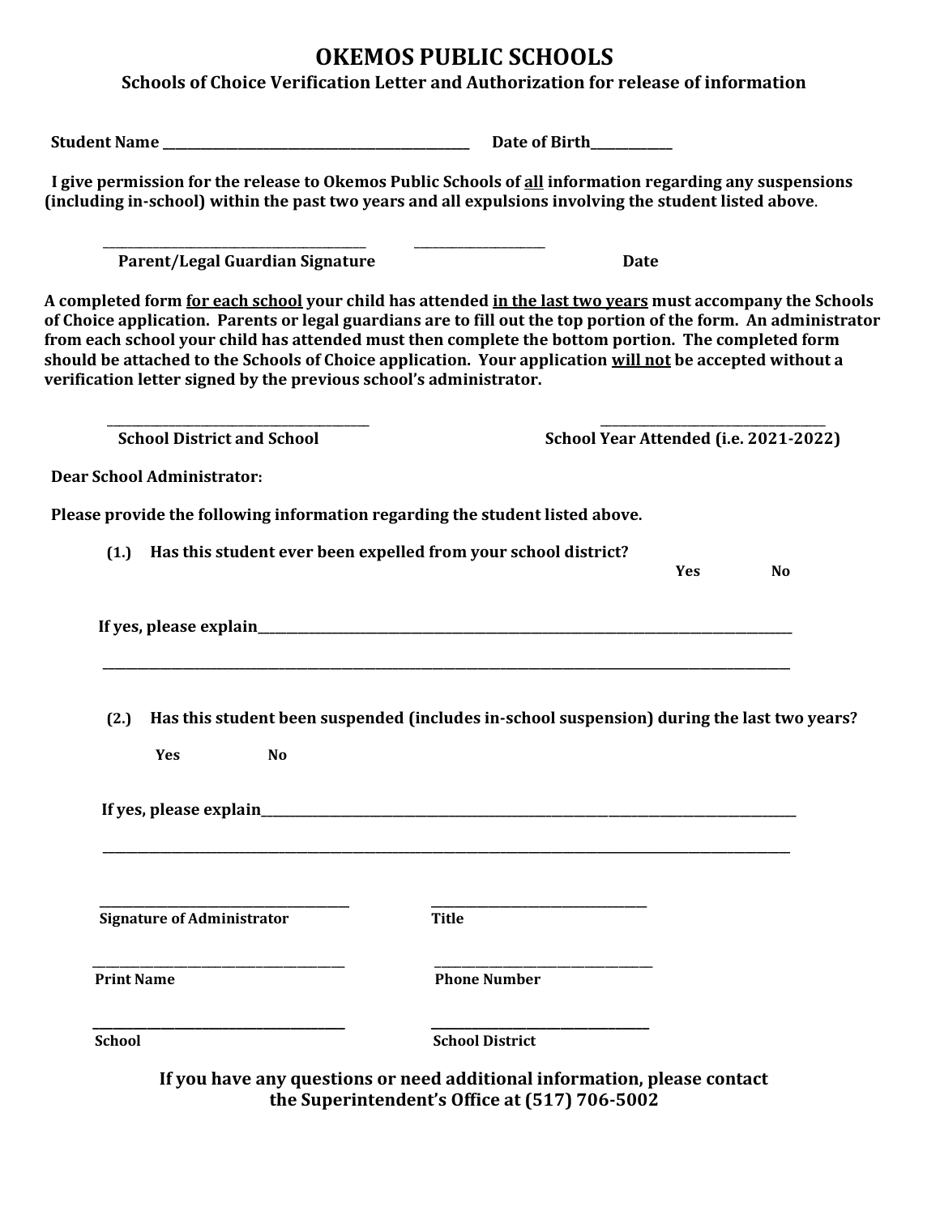# OKEMOS PUBLIC SCHOOLS

## Schools of Choice Verification Letter and Authorization for release of information

**Student Name \_\_\_\_\_\_\_\_\_\_\_\_\_\_\_\_\_\_\_\_\_\_\_\_\_\_\_\_\_\_\_\_\_\_\_\_\_\_\_\_\_\_\_\_\_\_\_\_ Date of Birth\_\_\_\_\_\_\_\_\_\_\_\_\_**

**I give permission for the release to Okemos Public Schools of <u>all</u> information regarding any suspensions (including in-school) within the past two years and all expulsions involving the student listed above**.

\_\_\_\_\_\_\_\_\_\_\_\_\_\_\_\_\_\_\_\_\_\_\_\_\_\_\_\_\_\_\_\_\_\_\_\_\_\_\_\_\_\_ \_\_\_\_\_\_\_\_\_\_\_\_\_\_\_\_\_\_\_\_\_

**Parent/Legal Guardian Signature Date**

**A completed form <u>for each school</u> your child has attended <u>in the last two years</u> must accompany the Schools of Choice application. Parents or legal guardians are to fill out the top portion of the form. An administrator from each school your child has attended must then complete the bottom portion. The completed form should be attached to the Schools of Choice application. Your application <u>will not</u> be accepted without a verification letter signed by the previous school's administrator.**

\_\_\_\_\_\_\_\_\_\_\_\_\_\_\_\_\_\_\_\_\_\_\_\_\_\_\_\_\_\_\_\_\_\_\_\_\_\_\_\_\_\_ \_\_\_\_\_\_\_\_\_\_\_\_\_\_\_\_\_\_\_\_\_\_\_\_\_\_\_\_\_\_\_\_\_\_\_\_\_\_

**School District and School School Year Attended (i.e. 2021-2022)**

**Dear School Administrator:**

**Please provide the following information regarding the student listed above.**

**(1.) Has this student ever been expelled from your school district?**

**Yes No**

**If yes, please explain**\_\_\_\_\_\_\_\_\_\_\_\_\_\_\_\_\_\_\_\_\_\_\_\_\_\_\_\_\_\_\_\_\_\_\_\_\_\_\_\_\_\_\_\_\_\_\_\_\_\_\_\_\_\_\_\_\_\_\_\_\_\_\_\_\_\_\_\_\_\_\_\_\_\_\_\_\_\_\_\_\_\_\_\_\_\_

\_\_\_\_\_\_\_\_\_\_\_\_\_\_\_\_\_\_\_\_\_\_\_\_\_\_\_\_\_\_\_\_\_\_\_\_\_\_\_\_\_\_\_\_\_\_\_\_\_\_\_\_\_\_\_\_\_\_\_\_\_\_\_\_\_\_\_\_\_\_\_\_\_\_\_\_\_\_\_\_\_\_\_\_\_\_\_\_\_\_\_\_\_\_\_\_\_\_\_\_\_\_\_\_\_\_\_\_\_

**(2.) Has this student been suspended (includes in-school suspension) during the last two years?**

**Yes No**

**If yes, please explain**\_\_\_\_\_\_\_\_\_\_\_\_\_\_\_\_\_\_\_\_\_\_\_\_\_\_\_\_\_\_\_\_\_\_\_\_\_\_\_\_\_\_\_\_\_\_\_\_\_\_\_\_\_\_\_\_\_\_\_\_\_\_\_\_\_\_\_\_\_\_\_\_\_\_\_\_\_\_\_\_\_\_\_\_\_\_

\_\_\_\_\_\_\_\_\_\_\_\_\_\_\_\_\_\_\_\_\_\_\_\_\_\_\_\_\_\_\_\_\_\_\_\_\_\_\_\_\_\_\_\_\_\_\_\_\_\_\_\_\_\_\_\_\_\_\_\_\_\_\_\_\_\_\_\_\_\_\_\_\_\_\_\_\_\_\_\_\_\_\_\_\_\_\_\_\_\_\_\_\_\_\_\_\_\_\_\_\_\_\_\_\_\_\_\_\_

\_\_\_\_\_\_\_\_\_\_\_\_\_\_\_\_\_\_\_\_\_\_\_\_\_\_\_\_\_\_\_\_\_\_\_\_\_\_\_\_ \_\_\_\_\_\_\_\_\_\_\_\_\_\_\_\_\_\_\_\_\_\_\_\_\_\_\_\_\_\_\_\_\_\_\_\_

**Signature of Administrator Title**

\_\_\_\_\_\_\_\_\_\_\_\_\_\_\_\_\_\_\_\_\_\_\_\_\_\_\_\_\_\_\_\_\_\_\_\_\_\_\_\_ \_\_\_\_\_\_\_\_\_\_\_\_\_\_\_\_\_\_\_\_\_\_\_\_\_\_\_\_\_\_\_\_\_\_\_\_

**Print Name Phone Number**

\_\_\_\_\_\_\_\_\_\_\_\_\_\_\_\_\_\_\_\_\_\_\_\_\_\_\_\_\_\_\_\_\_\_\_\_\_\_\_\_ \_\_\_\_\_\_\_\_\_\_\_\_\_\_\_\_\_\_\_\_\_\_\_\_\_\_\_\_\_\_\_\_\_\_\_\_

**School School District**

**If you have any questions or need additional information, please contact the Superintendent's Office at (517) 706-5002**